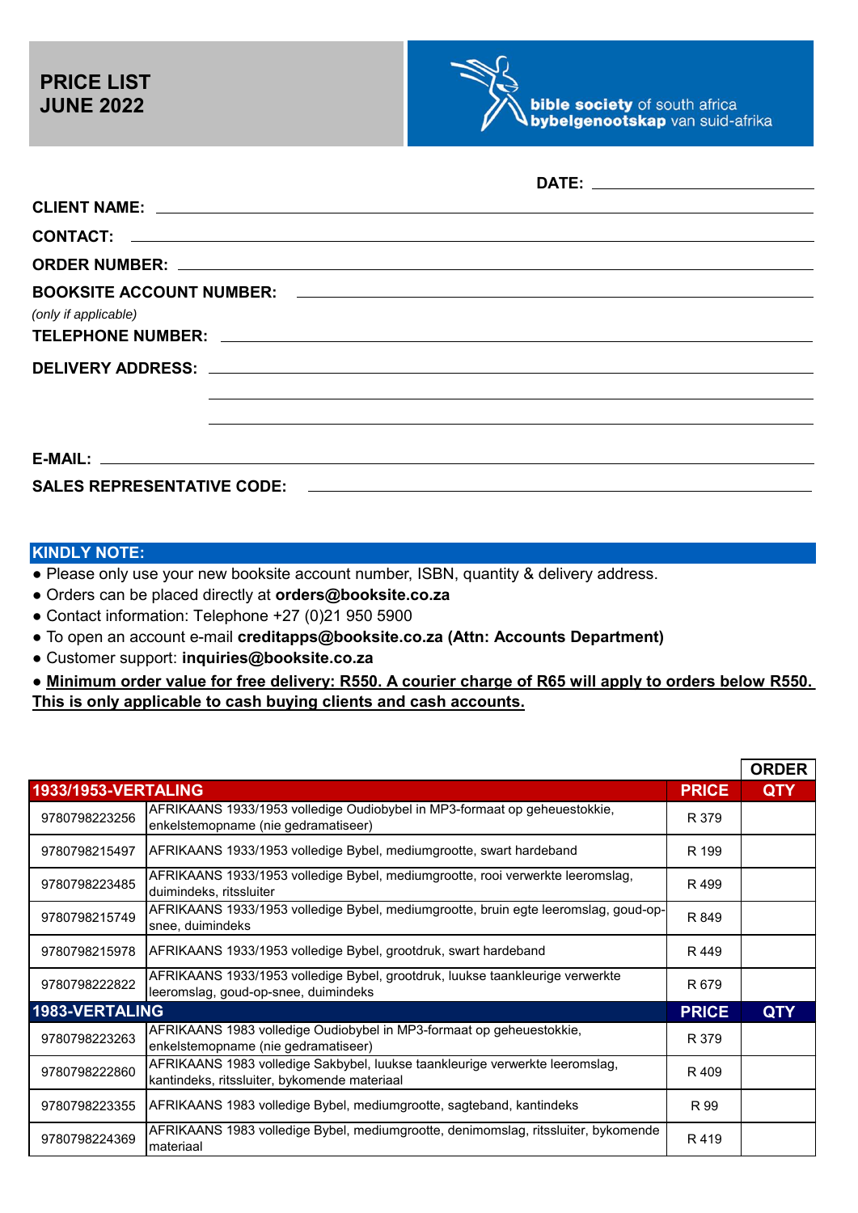# PRICE LIST
# JUNE 2022

**bible society** of south africa
**bybelgenootskap** van suid-afrika

**DATE:** ______________________

**CLIENT NAME:** ______________________

**CONTACT:** ______________________

**ORDER NUMBER:** ______________________

**BOOKSITE ACCOUNT NUMBER:** ______________________
*(only if applicable)*

**TELEPHONE NUMBER:** ______________________

**DELIVERY ADDRESS:** ______________________

______________________

______________________

**E-MAIL:** ______________________

**SALES REPRESENTATIVE CODE:** ______________________

## KINDLY NOTE:

- Please only use your new booksite account number, ISBN, quantity & delivery address.
- Orders can be placed directly at **orders@booksite.co.za**
- Contact information: Telephone +27 (0)21 950 5900
- To open an account e-mail **creditapps@booksite.co.za (Attn: Accounts Department)**
- Customer support: **inquiries@booksite.co.za**
- **<u>Minimum order value for free delivery: R550. A courier charge of R65 will apply to orders below R550. This is only applicable to cash buying clients and cash accounts.</u>**

| 1933/1953-VERTALING | | PRICE | ORDER QTY |
|---|---|---|---|
| 9780798223256 | AFRIKAANS 1933/1953 volledige Oudiobybel in MP3-formaat op geheuestokkie, enkelstemopname (nie gedramatiseer) | R 379 | |
| 9780798215497 | AFRIKAANS 1933/1953 volledige Bybel, mediumgrootte, swart hardeband | R 199 | |
| 9780798223485 | AFRIKAANS 1933/1953 volledige Bybel, mediumgrootte, rooi verwerkte leeromslag, duimindeks, ritssluiter | R 499 | |
| 9780798215749 | AFRIKAANS 1933/1953 volledige Bybel, mediumgrootte, bruin egte leeromslag, goud-op-snee, duimindeks | R 849 | |
| 9780798215978 | AFRIKAANS 1933/1953 volledige Bybel, grootdruk, swart hardeband | R 449 | |
| 9780798222822 | AFRIKAANS 1933/1953 volledige Bybel, grootdruk, luukse taankleurige verwerkte leeromslag, goud-op-snee, duimindeks | R 679 | |
| **1983-VERTALING** | | **PRICE** | **QTY** |
| 9780798223263 | AFRIKAANS 1983 volledige Oudiobybel in MP3-formaat op geheuestokkie, enkelstemopname (nie gedramatiseer) | R 379 | |
| 9780798222860 | AFRIKAANS 1983 volledige Sakbybel, luukse taankleurige verwerkte leeromslag, kantindeks, ritssluiter, bykomende materiaal | R 409 | |
| 9780798223355 | AFRIKAANS 1983 volledige Bybel, mediumgrootte, sagteband, kantindeks | R 99 | |
| 9780798224369 | AFRIKAANS 1983 volledige Bybel, mediumgrootte, denimomslag, ritssluiter, bykomende materiaal | R 419 | |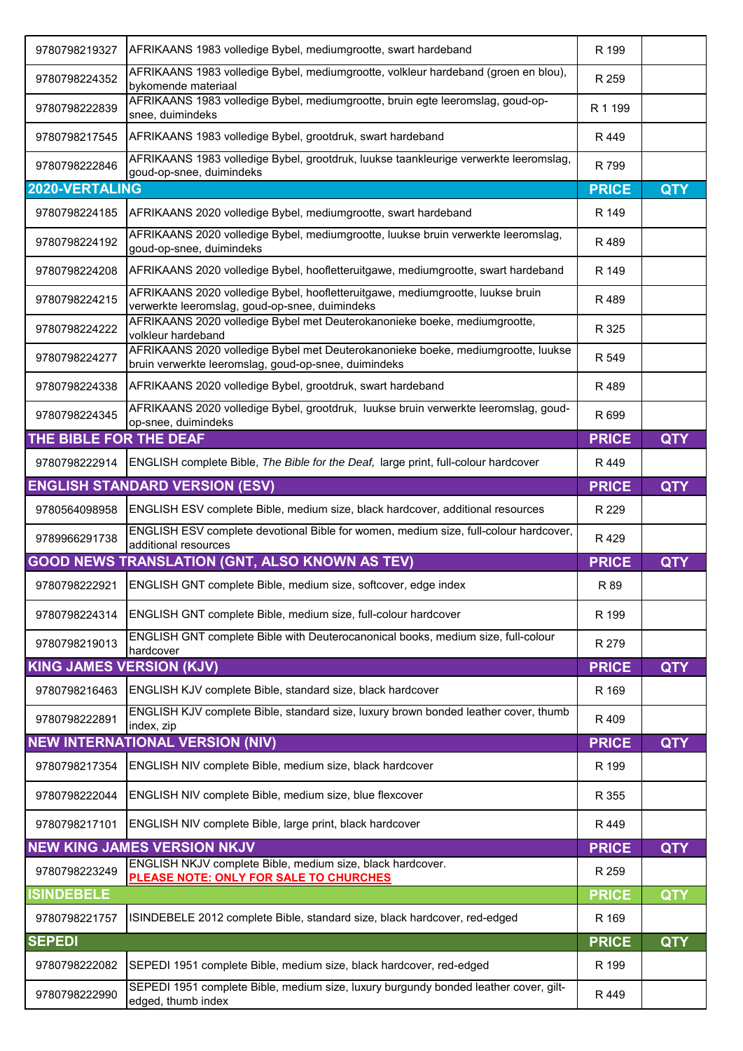| | | | |
|---|---|---|---|
| 9780798219327 | AFRIKAANS 1983 volledige Bybel, mediumgrootte, swart hardeband | R 199 | |
| 9780798224352 | AFRIKAANS 1983 volledige Bybel, mediumgrootte, volkleur hardeband (groen en blou), bykomende materiaal | R 259 | |
| 9780798222839 | AFRIKAANS 1983 volledige Bybel, mediumgrootte, bruin egte leeromslag, goud-op-snee, duimindeks | R 1 199 | |
| 9780798217545 | AFRIKAANS 1983 volledige Bybel, grootdruk, swart hardeband | R 449 | |
| 9780798222846 | AFRIKAANS 1983 volledige Bybel, grootdruk, luukse taankleurige verwerkte leeromslag, goud-op-snee, duimindeks | R 799 | |
| **2020-VERTALING** | | **PRICE** | **QTY** |
| 9780798224185 | AFRIKAANS 2020 volledige Bybel, mediumgrootte, swart hardeband | R 149 | |
| 9780798224192 | AFRIKAANS 2020 volledige Bybel, mediumgrootte, luukse bruin verwerkte leeromslag, goud-op-snee, duimindeks | R 489 | |
| 9780798224208 | AFRIKAANS 2020 volledige Bybel, hoofletteruitgawe, mediumgrootte, swart hardeband | R 149 | |
| 9780798224215 | AFRIKAANS 2020 volledige Bybel, hoofletteruitgawe, mediumgrootte, luukse bruin verwerkte leeromslag, goud-op-snee, duimindeks | R 489 | |
| 9780798224222 | AFRIKAANS 2020 volledige Bybel met Deuterokanonieke boeke, mediumgrootte, volkleur hardeband | R 325 | |
| 9780798224277 | AFRIKAANS 2020 volledige Bybel met Deuterokanonieke boeke, mediumgrootte, luukse bruin verwerkte leeromslag, goud-op-snee, duimindeks | R 549 | |
| 9780798224338 | AFRIKAANS 2020 volledige Bybel, grootdruk, swart hardeband | R 489 | |
| 9780798224345 | AFRIKAANS 2020 volledige Bybel, grootdruk, luukse bruin verwerkte leeromslag, goud-op-snee, duimindeks | R 699 | |
| **THE BIBLE FOR THE DEAF** | | **PRICE** | **QTY** |
| 9780798222914 | ENGLISH complete Bible, *The Bible for the Deaf,* large print, full-colour hardcover | R 449 | |
| **ENGLISH STANDARD VERSION (ESV)** | | **PRICE** | **QTY** |
| 9780564098958 | ENGLISH ESV complete Bible, medium size, black hardcover, additional resources | R 229 | |
| 9789966291738 | ENGLISH ESV complete devotional Bible for women, medium size, full-colour hardcover, additional resources | R 429 | |
| **GOOD NEWS TRANSLATION (GNT, ALSO KNOWN AS TEV)** | | **PRICE** | **QTY** |
| 9780798222921 | ENGLISH GNT complete Bible, medium size, softcover, edge index | R 89 | |
| 9780798224314 | ENGLISH GNT complete Bible, medium size, full-colour hardcover | R 199 | |
| 9780798219013 | ENGLISH GNT complete Bible with Deuterocanonical books, medium size, full-colour hardcover | R 279 | |
| **KING JAMES VERSION (KJV)** | | **PRICE** | **QTY** |
| 9780798216463 | ENGLISH KJV complete Bible, standard size, black hardcover | R 169 | |
| 9780798222891 | ENGLISH KJV complete Bible, standard size, luxury brown bonded leather cover, thumb index, zip | R 409 | |
| **NEW INTERNATIONAL VERSION (NIV)** | | **PRICE** | **QTY** |
| 9780798217354 | ENGLISH NIV complete Bible, medium size, black hardcover | R 199 | |
| 9780798222044 | ENGLISH NIV complete Bible, medium size, blue flexcover | R 355 | |
| 9780798217101 | ENGLISH NIV complete Bible, large print, black hardcover | R 449 | |
| **NEW KING JAMES VERSION NKJV** | | **PRICE** | **QTY** |
| 9780798223249 | ENGLISH NKJV complete Bible, medium size, black hardcover. **PLEASE NOTE: ONLY FOR SALE TO CHURCHES** | R 259 | |
| **ISINDEBELE** | | **PRICE** | **QTY** |
| 9780798221757 | ISINDEBELE 2012 complete Bible, standard size, black hardcover, red-edged | R 169 | |
| **SEPEDI** | | **PRICE** | **QTY** |
| 9780798222082 | SEPEDI 1951 complete Bible, medium size, black hardcover, red-edged | R 199 | |
| 9780798222990 | SEPEDI 1951 complete Bible, medium size, luxury burgundy bonded leather cover, gilt-edged, thumb index | R 449 | |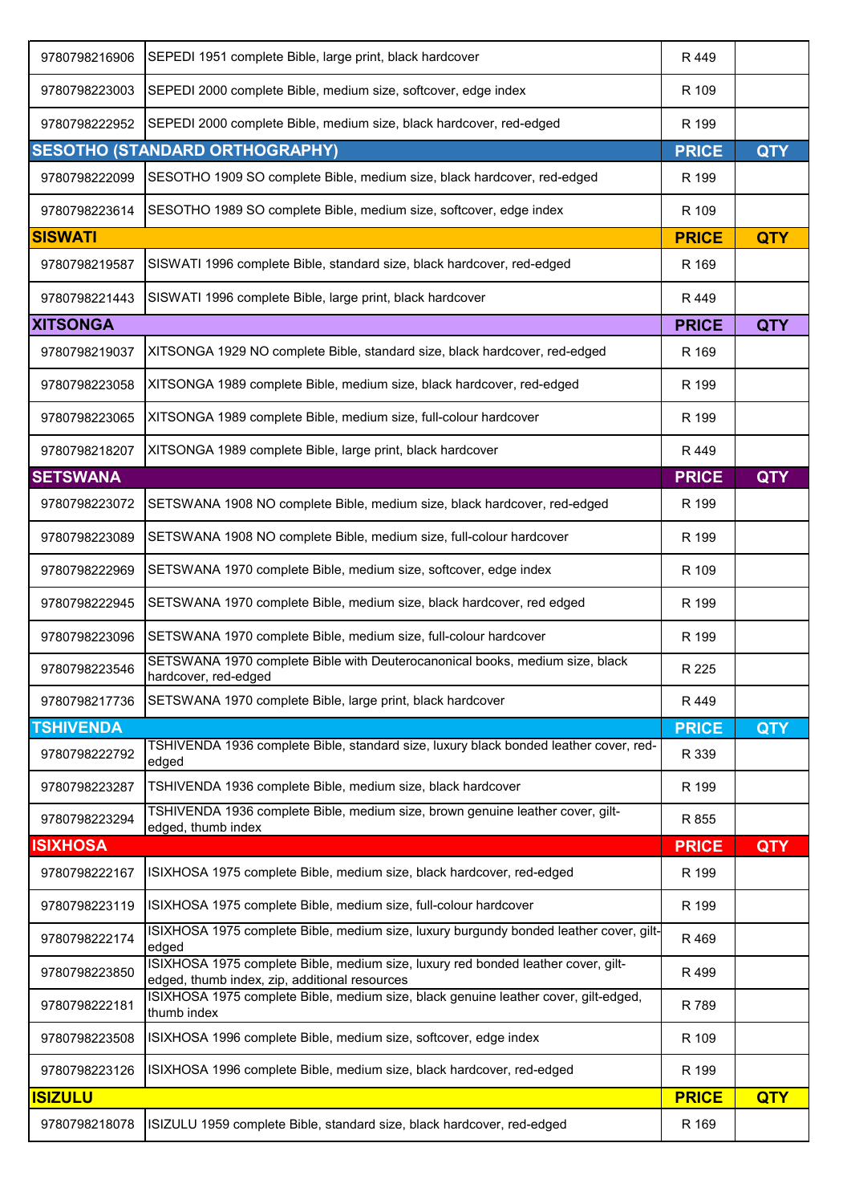| | | | |
|---|---|---|---|
| 9780798216906 | SEPEDI 1951 complete Bible, large print, black hardcover | R 449 | |
| 9780798223003 | SEPEDI 2000 complete Bible, medium size, softcover, edge index | R 109 | |
| 9780798222952 | SEPEDI 2000 complete Bible, medium size, black hardcover, red-edged | R 199 | |
| **SESOTHO (STANDARD ORTHOGRAPHY)** | | **PRICE** | **QTY** |
| 9780798222099 | SESOTHO 1909 SO complete Bible, medium size, black hardcover, red-edged | R 199 | |
| 9780798223614 | SESOTHO 1989 SO complete Bible, medium size, softcover, edge index | R 109 | |
| **SISWATI** | | **PRICE** | **QTY** |
| 9780798219587 | SISWATI 1996 complete Bible, standard size, black hardcover, red-edged | R 169 | |
| 9780798221443 | SISWATI 1996 complete Bible, large print, black hardcover | R 449 | |
| **XITSONGA** | | **PRICE** | **QTY** |
| 9780798219037 | XITSONGA 1929 NO complete Bible, standard size, black hardcover, red-edged | R 169 | |
| 9780798223058 | XITSONGA 1989 complete Bible, medium size, black hardcover, red-edged | R 199 | |
| 9780798223065 | XITSONGA 1989 complete Bible, medium size, full-colour hardcover | R 199 | |
| 9780798218207 | XITSONGA 1989 complete Bible, large print, black hardcover | R 449 | |
| **SETSWANA** | | **PRICE** | **QTY** |
| 9780798223072 | SETSWANA 1908 NO complete Bible, medium size, black hardcover, red-edged | R 199 | |
| 9780798223089 | SETSWANA 1908 NO complete Bible, medium size, full-colour hardcover | R 199 | |
| 9780798222969 | SETSWANA 1970 complete Bible, medium size, softcover, edge index | R 109 | |
| 9780798222945 | SETSWANA 1970 complete Bible, medium size, black hardcover, red edged | R 199 | |
| 9780798223096 | SETSWANA 1970 complete Bible, medium size, full-colour hardcover | R 199 | |
| 9780798223546 | SETSWANA 1970 complete Bible with Deuterocanonical books, medium size, black hardcover, red-edged | R 225 | |
| 9780798217736 | SETSWANA 1970 complete Bible, large print, black hardcover | R 449 | |
| **TSHIVENDA** | | **PRICE** | **QTY** |
| 9780798222792 | TSHIVENDA 1936 complete Bible, standard size, luxury black bonded leather cover, red-edged | R 339 | |
| 9780798223287 | TSHIVENDA 1936 complete Bible, medium size, black hardcover | R 199 | |
| 9780798223294 | TSHIVENDA 1936 complete Bible, medium size, brown genuine leather cover, gilt-edged, thumb index | R 855 | |
| **ISIXHOSA** | | **PRICE** | **QTY** |
| 9780798222167 | ISIXHOSA 1975 complete Bible, medium size, black hardcover, red-edged | R 199 | |
| 9780798223119 | ISIXHOSA 1975 complete Bible, medium size, full-colour hardcover | R 199 | |
| 9780798222174 | ISIXHOSA 1975 complete Bible, medium size, luxury burgundy bonded leather cover, gilt-edged | R 469 | |
| 9780798223850 | ISIXHOSA 1975 complete Bible, medium size, luxury red bonded leather cover, gilt-edged, thumb index, zip, additional resources | R 499 | |
| 9780798222181 | ISIXHOSA 1975 complete Bible, medium size, black genuine leather cover, gilt-edged, thumb index | R 789 | |
| 9780798223508 | ISIXHOSA 1996 complete Bible, medium size, softcover, edge index | R 109 | |
| 9780798223126 | ISIXHOSA 1996 complete Bible, medium size, black hardcover, red-edged | R 199 | |
| **ISIZULU** | | **PRICE** | **QTY** |
| 9780798218078 | ISIZULU 1959 complete Bible, standard size, black hardcover, red-edged | R 169 | |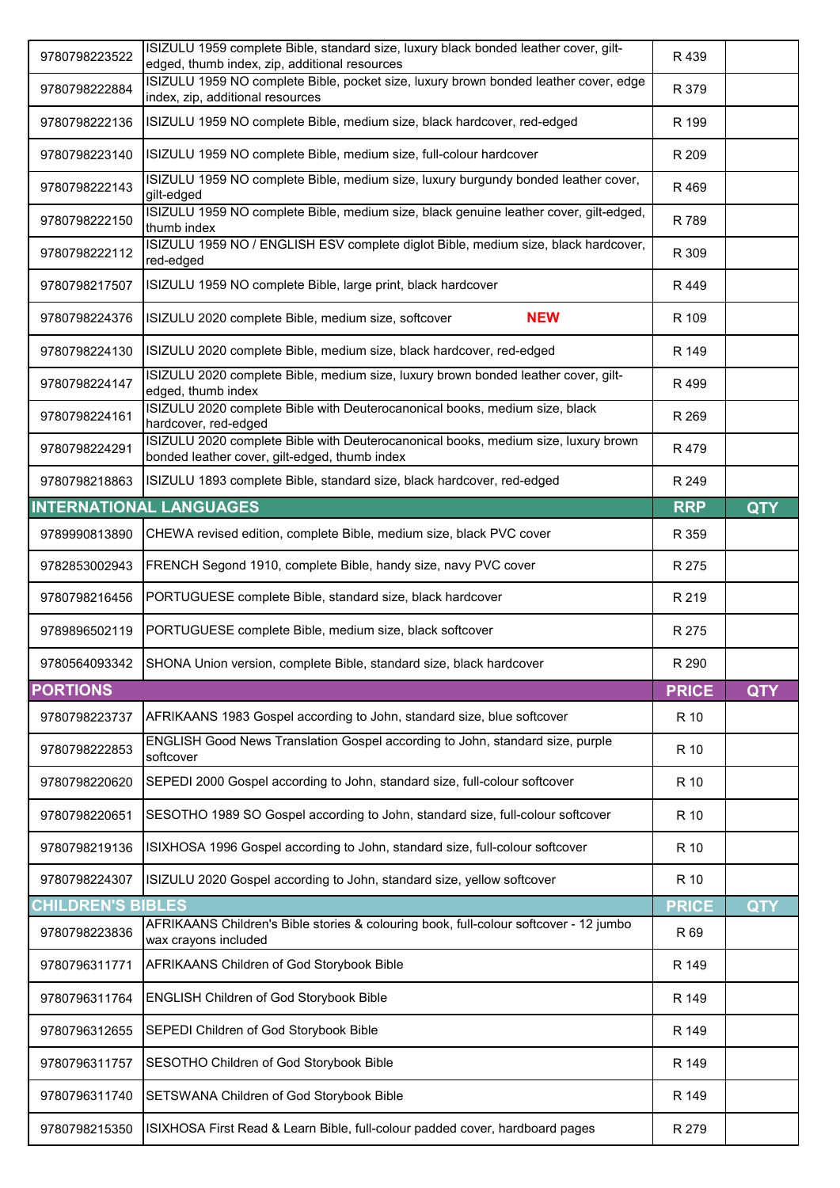| | | | |
|---|---|---|---|
| 9780798223522 | ISIZULU 1959 complete Bible, standard size, luxury black bonded leather cover, gilt-edged, thumb index, zip, additional resources | R 439 | |
| 9780798222884 | ISIZULU 1959 NO complete Bible, pocket size, luxury brown bonded leather cover, edge index, zip, additional resources | R 379 | |
| 9780798222136 | ISIZULU 1959 NO complete Bible, medium size, black hardcover, red-edged | R 199 | |
| 9780798223140 | ISIZULU 1959 NO complete Bible, medium size, full-colour hardcover | R 209 | |
| 9780798222143 | ISIZULU 1959 NO complete Bible, medium size, luxury burgundy bonded leather cover, gilt-edged | R 469 | |
| 9780798222150 | ISIZULU 1959 NO complete Bible, medium size, black genuine leather cover, gilt-edged, thumb index | R 789 | |
| 9780798222112 | ISIZULU 1959 NO / ENGLISH ESV complete diglot Bible, medium size, black hardcover, red-edged | R 309 | |
| 9780798217507 | ISIZULU 1959 NO complete Bible, large print, black hardcover | R 449 | |
| 9780798224376 | ISIZULU 2020 complete Bible, medium size, softcover **NEW** | R 109 | |
| 9780798224130 | ISIZULU 2020 complete Bible, medium size, black hardcover, red-edged | R 149 | |
| 9780798224147 | ISIZULU 2020 complete Bible, medium size, luxury brown bonded leather cover, gilt-edged, thumb index | R 499 | |
| 9780798224161 | ISIZULU 2020 complete Bible with Deuterocanonical books, medium size, black hardcover, red-edged | R 269 | |
| 9780798224291 | ISIZULU 2020 complete Bible with Deuterocanonical books, medium size, luxury brown bonded leather cover, gilt-edged, thumb index | R 479 | |
| 9780798218863 | ISIZULU 1893 complete Bible, standard size, black hardcover, red-edged | R 249 | |
| **INTERNATIONAL LANGUAGES** | | **RRP** | **QTY** |
| 9789990813890 | CHEWA revised edition, complete Bible, medium size, black PVC cover | R 359 | |
| 9782853002943 | FRENCH Segond 1910, complete Bible, handy size, navy PVC cover | R 275 | |
| 9780798216456 | PORTUGUESE complete Bible, standard size, black hardcover | R 219 | |
| 9789896502119 | PORTUGUESE complete Bible, medium size, black softcover | R 275 | |
| 9780564093342 | SHONA Union version, complete Bible, standard size, black hardcover | R 290 | |
| **PORTIONS** | | **PRICE** | **QTY** |
| 9780798223737 | AFRIKAANS 1983 Gospel according to John, standard size, blue softcover | R 10 | |
| 9780798222853 | ENGLISH Good News Translation Gospel according to John, standard size, purple softcover | R 10 | |
| 9780798220620 | SEPEDI 2000 Gospel according to John, standard size, full-colour softcover | R 10 | |
| 9780798220651 | SESOTHO 1989 SO Gospel according to John, standard size, full-colour softcover | R 10 | |
| 9780798219136 | ISIXHOSA 1996 Gospel according to John, standard size, full-colour softcover | R 10 | |
| 9780798224307 | ISIZULU 2020 Gospel according to John, standard size, yellow softcover | R 10 | |
| **CHILDREN'S BIBLES** | | **PRICE** | **QTY** |
| 9780798223836 | AFRIKAANS Children's Bible stories & colouring book, full-colour softcover - 12 jumbo wax crayons included | R 69 | |
| 9780796311771 | AFRIKAANS Children of God Storybook Bible | R 149 | |
| 9780796311764 | ENGLISH Children of God Storybook Bible | R 149 | |
| 9780796312655 | SEPEDI Children of God Storybook Bible | R 149 | |
| 9780796311757 | SESOTHO Children of God Storybook Bible | R 149 | |
| 9780796311740 | SETSWANA Children of God Storybook Bible | R 149 | |
| 9780798215350 | ISIXHOSA First Read & Learn Bible, full-colour padded cover, hardboard pages | R 279 | |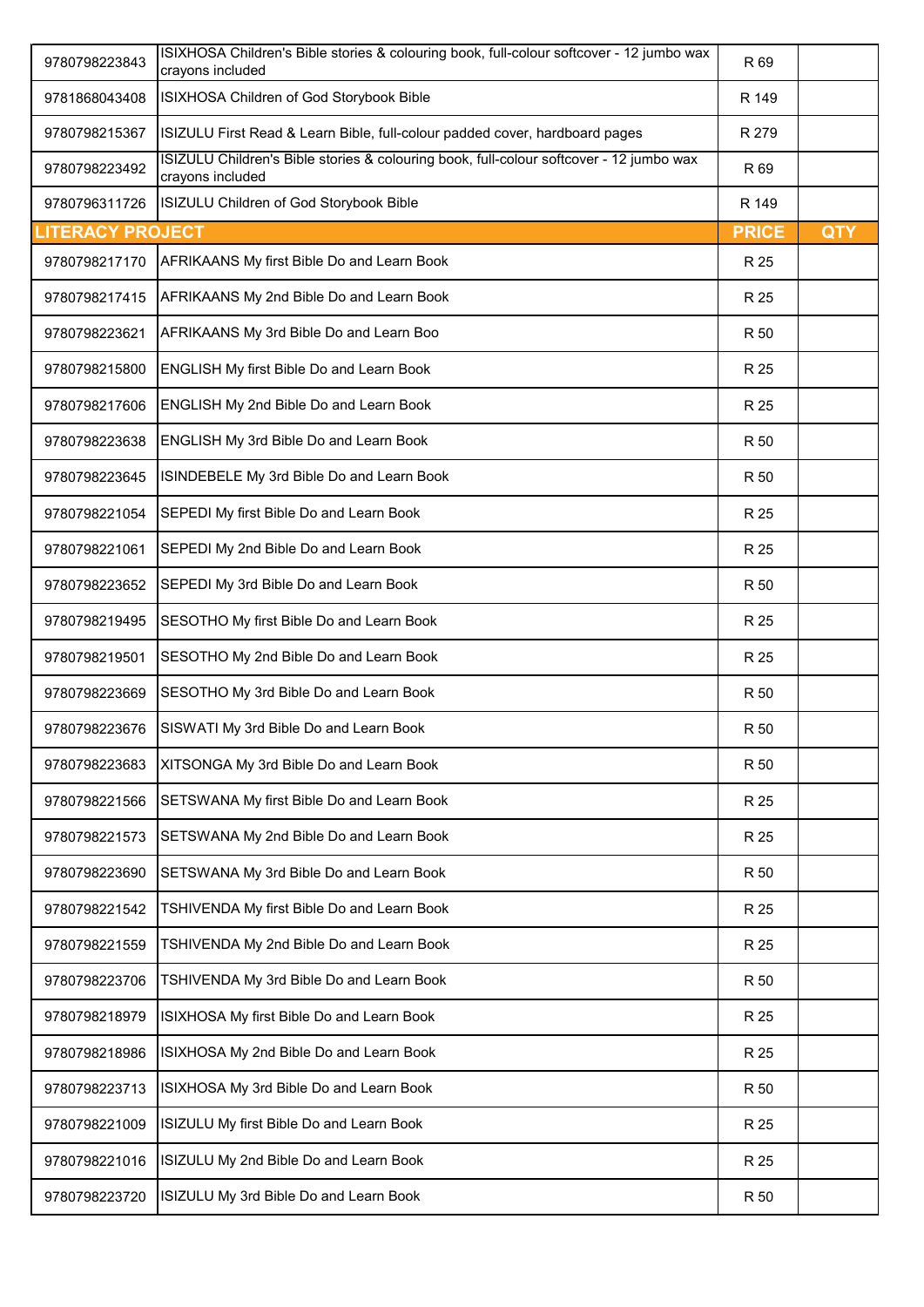| | | | |
|---|---|---|---|
| 9780798223843 | ISIXHOSA Children's Bible stories & colouring book, full-colour softcover - 12 jumbo wax crayons included | R 69 | |
| 9781868043408 | ISIXHOSA Children of God Storybook Bible | R 149 | |
| 9780798215367 | ISIZULU First Read & Learn Bible, full-colour padded cover, hardboard pages | R 279 | |
| 9780798223492 | ISIZULU Children's Bible stories & colouring book, full-colour softcover - 12 jumbo wax crayons included | R 69 | |
| 9780796311726 | ISIZULU Children of God Storybook Bible | R 149 | |
| **LITERACY PROJECT** | | **PRICE** | **QTY** |
| 9780798217170 | AFRIKAANS My first Bible Do and Learn Book | R 25 | |
| 9780798217415 | AFRIKAANS My 2nd Bible Do and Learn Book | R 25 | |
| 9780798223621 | AFRIKAANS My 3rd Bible Do and Learn Boo | R 50 | |
| 9780798215800 | ENGLISH My first Bible Do and Learn Book | R 25 | |
| 9780798217606 | ENGLISH My 2nd Bible Do and Learn Book | R 25 | |
| 9780798223638 | ENGLISH My 3rd Bible Do and Learn Book | R 50 | |
| 9780798223645 | ISINDEBELE My 3rd Bible Do and Learn Book | R 50 | |
| 9780798221054 | SEPEDI My first Bible Do and Learn Book | R 25 | |
| 9780798221061 | SEPEDI My 2nd Bible Do and Learn Book | R 25 | |
| 9780798223652 | SEPEDI My 3rd Bible Do and Learn Book | R 50 | |
| 9780798219495 | SESOTHO My first Bible Do and Learn Book | R 25 | |
| 9780798219501 | SESOTHO My 2nd Bible Do and Learn Book | R 25 | |
| 9780798223669 | SESOTHO My 3rd Bible Do and Learn Book | R 50 | |
| 9780798223676 | SISWATI My 3rd Bible Do and Learn Book | R 50 | |
| 9780798223683 | XITSONGA My 3rd Bible Do and Learn Book | R 50 | |
| 9780798221566 | SETSWANA My first Bible Do and Learn Book | R 25 | |
| 9780798221573 | SETSWANA My 2nd Bible Do and Learn Book | R 25 | |
| 9780798223690 | SETSWANA My 3rd Bible Do and Learn Book | R 50 | |
| 9780798221542 | TSHIVENDA My first Bible Do and Learn Book | R 25 | |
| 9780798221559 | TSHIVENDA My 2nd Bible Do and Learn Book | R 25 | |
| 9780798223706 | TSHIVENDA My 3rd Bible Do and Learn Book | R 50 | |
| 9780798218979 | ISIXHOSA My first Bible Do and Learn Book | R 25 | |
| 9780798218986 | ISIXHOSA My 2nd Bible Do and Learn Book | R 25 | |
| 9780798223713 | ISIXHOSA My 3rd Bible Do and Learn Book | R 50 | |
| 9780798221009 | ISIZULU My first Bible Do and Learn Book | R 25 | |
| 9780798221016 | ISIZULU My 2nd Bible Do and Learn Book | R 25 | |
| 9780798223720 | ISIZULU My 3rd Bible Do and Learn Book | R 50 | |